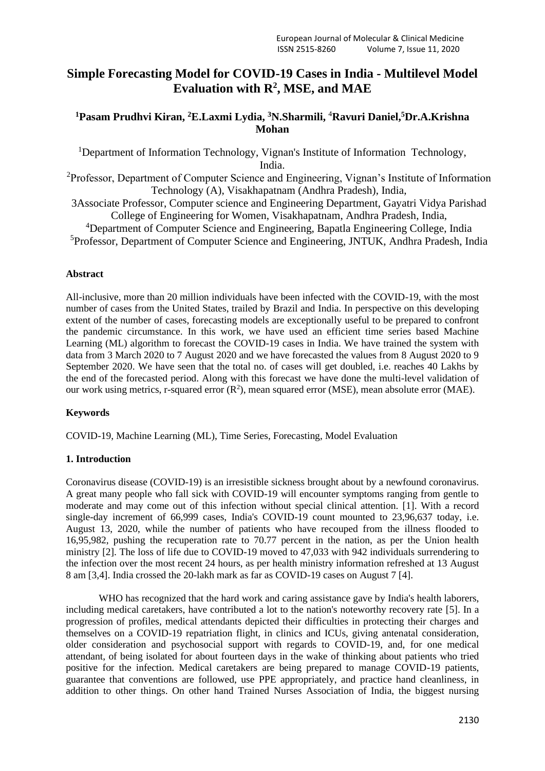# Simple Forecasting Model for COVID-19 Cases in India - Multilevel Model Evaluation with $R^2$, MSE, and MAE

**[1]Pasam Prudhvi Kiran, [2]E.Laxmi Lydia, [3]N.Sharmili, [4]Ravuri Daniel,[5]Dr.A.Krishna Mohan**

[1]Department of Information Technology, Vignan's Institute of Information Technology, India.

[2]Professor, Department of Computer Science and Engineering, Vignan's Institute of Information Technology (A), Visakhapatnam (Andhra Pradesh), India,

3Associate Professor, Computer science and Engineering Department, Gayatri Vidya Parishad College of Engineering for Women, Visakhapatnam, Andhra Pradesh, India,

[4]Department of Computer Science and Engineering, Bapatla Engineering College, India

[5]Professor, Department of Computer Science and Engineering, JNTUK, Andhra Pradesh, India

**Abstract**

All-inclusive, more than 20 million individuals have been infected with the COVID-19, with the most number of cases from the United States, trailed by Brazil and India. In perspective on this developing extent of the number of cases, forecasting models are exceptionally useful to be prepared to confront the pandemic circumstance. In this work, we have used an efficient time series based Machine Learning (ML) algorithm to forecast the COVID-19 cases in India. We have trained the system with data from 3 March 2020 to 7 August 2020 and we have forecasted the values from 8 August 2020 to 9 September 2020. We have seen that the total no. of cases will get doubled, i.e. reaches 40 Lakhs by the end of the forecasted period. Along with this forecast we have done the multi-level validation of our work using metrics, r-squared error ($R^2$), mean squared error (MSE), mean absolute error (MAE).

**Keywords**

COVID-19, Machine Learning (ML), Time Series, Forecasting, Model Evaluation

## 1. Introduction

Coronavirus disease (COVID-19) is an irresistible sickness brought about by a newfound coronavirus. A great many people who fall sick with COVID-19 will encounter symptoms ranging from gentle to moderate and may come out of this infection without special clinical attention. [1]. With a record single-day increment of 66,999 cases, India's COVID-19 count mounted to 23,96,637 today, i.e. August 13, 2020, while the number of patients who have recouped from the illness flooded to 16,95,982, pushing the recuperation rate to 70.77 percent in the nation, as per the Union health ministry [2]. The loss of life due to COVID-19 moved to 47,033 with 942 individuals surrendering to the infection over the most recent 24 hours, as per health ministry information refreshed at 13 August 8 am [3,4]. India crossed the 20-lakh mark as far as COVID-19 cases on August 7 [4].

WHO has recognized that the hard work and caring assistance gave by India's health laborers, including medical caretakers, have contributed a lot to the nation's noteworthy recovery rate [5]. In a progression of profiles, medical attendants depicted their difficulties in protecting their charges and themselves on a COVID-19 repatriation flight, in clinics and ICUs, giving antenatal consideration, older consideration and psychosocial support with regards to COVID-19, and, for one medical attendant, of being isolated for about fourteen days in the wake of thinking about patients who tried positive for the infection. Medical caretakers are being prepared to manage COVID-19 patients, guarantee that conventions are followed, use PPE appropriately, and practice hand cleanliness, in addition to other things. On other hand Trained Nurses Association of India, the biggest nursing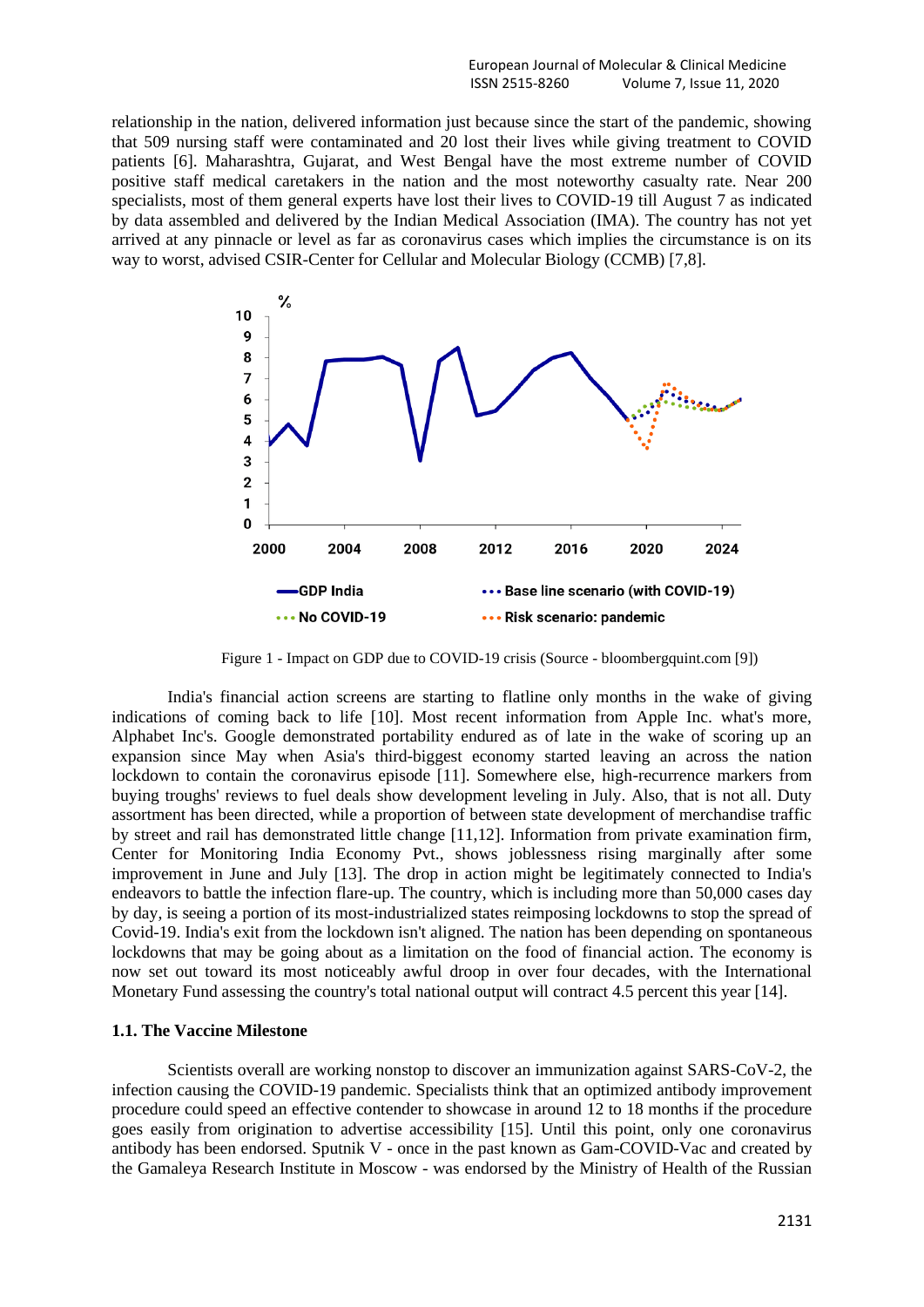relationship in the nation, delivered information just because since the start of the pandemic, showing that 509 nursing staff were contaminated and 20 lost their lives while giving treatment to COVID patients [6]. Maharashtra, Gujarat, and West Bengal have the most extreme number of COVID positive staff medical caretakers in the nation and the most noteworthy casualty rate. Near 200 specialists, most of them general experts have lost their lives to COVID-19 till August 7 as indicated by data assembled and delivered by the Indian Medical Association (IMA). The country has not yet arrived at any pinnacle or level as far as coronavirus cases which implies the circumstance is on its way to worst, advised CSIR-Center for Cellular and Molecular Biology (CCMB) [7,8].

Figure 1 - Impact on GDP due to COVID-19 crisis (Source - bloombergquint.com [9])

India's financial action screens are starting to flatline only months in the wake of giving indications of coming back to life [10]. Most recent information from Apple Inc. what's more, Alphabet Inc's. Google demonstrated portability endured as of late in the wake of scoring up an expansion since May when Asia's third-biggest economy started leaving an across the nation lockdown to contain the coronavirus episode [11]. Somewhere else, high-recurrence markers from buying troughs' reviews to fuel deals show development leveling in July. Also, that is not all. Duty assortment has been directed, while a proportion of between state development of merchandise traffic by street and rail has demonstrated little change [11,12]. Information from private examination firm, Center for Monitoring India Economy Pvt., shows joblessness rising marginally after some improvement in June and July [13]. The drop in action might be legitimately connected to India's endeavors to battle the infection flare-up. The country, which is including more than 50,000 cases day by day, is seeing a portion of its most-industrialized states reimposing lockdowns to stop the spread of Covid-19. India's exit from the lockdown isn't aligned. The nation has been depending on spontaneous lockdowns that may be going about as a limitation on the food of financial action. The economy is now set out toward its most noticeably awful droop in over four decades, with the International Monetary Fund assessing the country's total national output will contract 4.5 percent this year [14].

### 1.1. The Vaccine Milestone

Scientists overall are working nonstop to discover an immunization against SARS-CoV-2, the infection causing the COVID-19 pandemic. Specialists think that an optimized antibody improvement procedure could speed an effective contender to showcase in around 12 to 18 months if the procedure goes easily from origination to advertise accessibility [15]. Until this point, only one coronavirus antibody has been endorsed. Sputnik V - once in the past known as Gam-COVID-Vac and created by the Gamaleya Research Institute in Moscow - was endorsed by the Ministry of Health of the Russian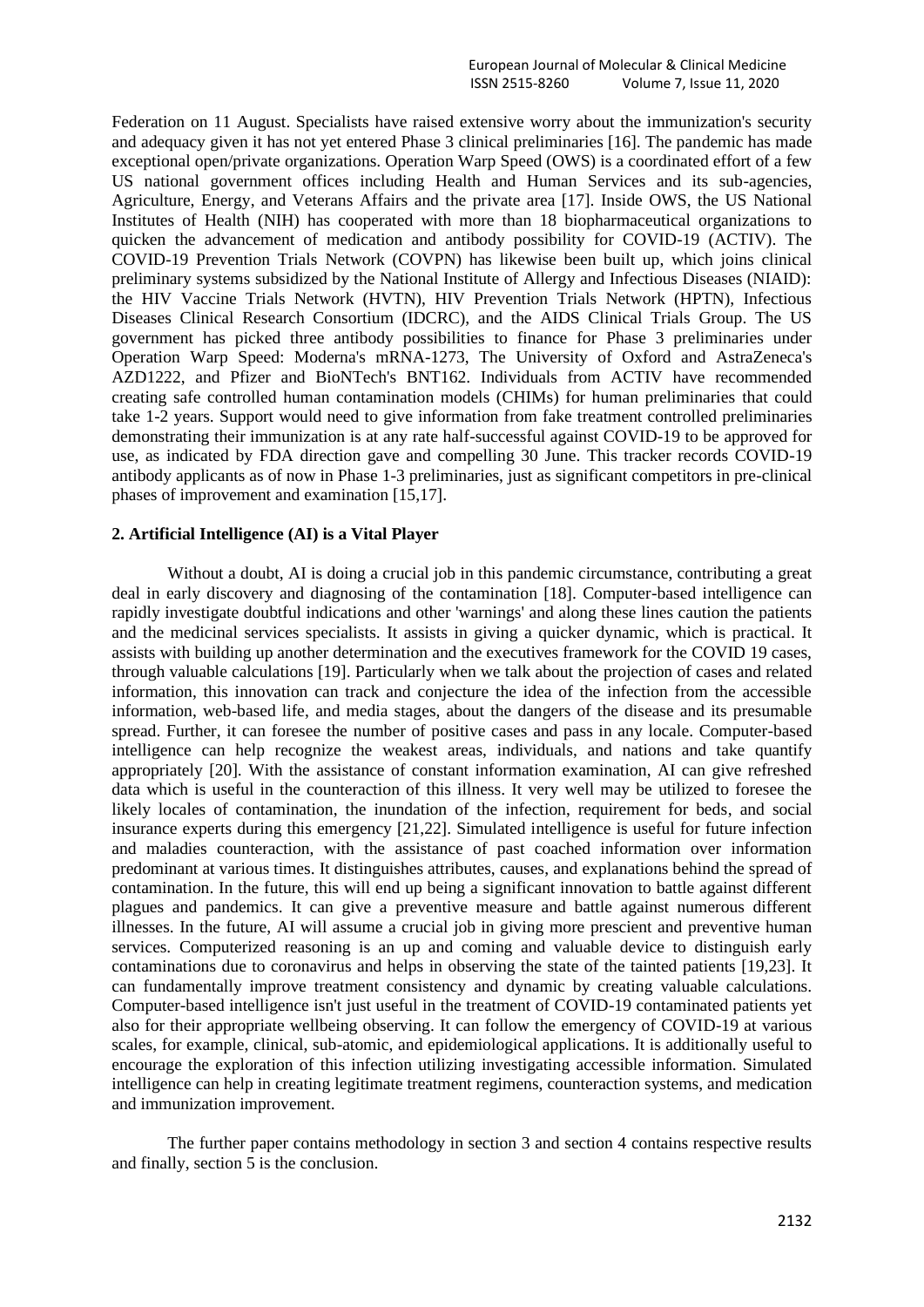Federation on 11 August. Specialists have raised extensive worry about the immunization's security and adequacy given it has not yet entered Phase 3 clinical preliminaries [16]. The pandemic has made exceptional open/private organizations. Operation Warp Speed (OWS) is a coordinated effort of a few US national government offices including Health and Human Services and its sub-agencies, Agriculture, Energy, and Veterans Affairs and the private area [17]. Inside OWS, the US National Institutes of Health (NIH) has cooperated with more than 18 biopharmaceutical organizations to quicken the advancement of medication and antibody possibility for COVID-19 (ACTIV). The COVID-19 Prevention Trials Network (COVPN) has likewise been built up, which joins clinical preliminary systems subsidized by the National Institute of Allergy and Infectious Diseases (NIAID): the HIV Vaccine Trials Network (HVTN), HIV Prevention Trials Network (HPTN), Infectious Diseases Clinical Research Consortium (IDCRC), and the AIDS Clinical Trials Group. The US government has picked three antibody possibilities to finance for Phase 3 preliminaries under Operation Warp Speed: Moderna's mRNA-1273, The University of Oxford and AstraZeneca's AZD1222, and Pfizer and BioNTech's BNT162. Individuals from ACTIV have recommended creating safe controlled human contamination models (CHIMs) for human preliminaries that could take 1-2 years. Support would need to give information from fake treatment controlled preliminaries demonstrating their immunization is at any rate half-successful against COVID-19 to be approved for use, as indicated by FDA direction gave and compelling 30 June. This tracker records COVID-19 antibody applicants as of now in Phase 1-3 preliminaries, just as significant competitors in pre-clinical phases of improvement and examination [15,17].

## 2. Artificial Intelligence (AI) is a Vital Player

Without a doubt, AI is doing a crucial job in this pandemic circumstance, contributing a great deal in early discovery and diagnosing of the contamination [18]. Computer-based intelligence can rapidly investigate doubtful indications and other 'warnings' and along these lines caution the patients and the medicinal services specialists. It assists in giving a quicker dynamic, which is practical. It assists with building up another determination and the executives framework for the COVID 19 cases, through valuable calculations [19]. Particularly when we talk about the projection of cases and related information, this innovation can track and conjecture the idea of the infection from the accessible information, web-based life, and media stages, about the dangers of the disease and its presumable spread. Further, it can foresee the number of positive cases and pass in any locale. Computer-based intelligence can help recognize the weakest areas, individuals, and nations and take quantify appropriately [20]. With the assistance of constant information examination, AI can give refreshed data which is useful in the counteraction of this illness. It very well may be utilized to foresee the likely locales of contamination, the inundation of the infection, requirement for beds, and social insurance experts during this emergency [21,22]. Simulated intelligence is useful for future infection and maladies counteraction, with the assistance of past coached information over information predominant at various times. It distinguishes attributes, causes, and explanations behind the spread of contamination. In the future, this will end up being a significant innovation to battle against different plagues and pandemics. It can give a preventive measure and battle against numerous different illnesses. In the future, AI will assume a crucial job in giving more prescient and preventive human services. Computerized reasoning is an up and coming and valuable device to distinguish early contaminations due to coronavirus and helps in observing the state of the tainted patients [19,23]. It can fundamentally improve treatment consistency and dynamic by creating valuable calculations. Computer-based intelligence isn't just useful in the treatment of COVID-19 contaminated patients yet also for their appropriate wellbeing observing. It can follow the emergency of COVID-19 at various scales, for example, clinical, sub-atomic, and epidemiological applications. It is additionally useful to encourage the exploration of this infection utilizing investigating accessible information. Simulated intelligence can help in creating legitimate treatment regimens, counteraction systems, and medication and immunization improvement.

The further paper contains methodology in section 3 and section 4 contains respective results and finally, section 5 is the conclusion.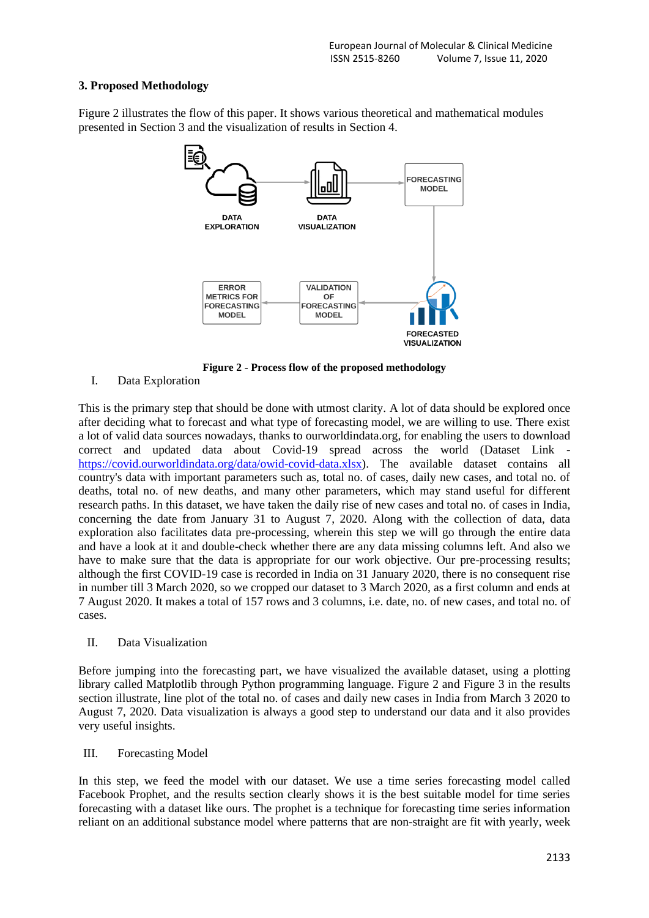### 3. Proposed Methodology

Figure 2 illustrates the flow of this paper. It shows various theoretical and mathematical modules presented in Section 3 and the visualization of results in Section 4.

**Figure 2 - Process flow of the proposed methodology**

I. Data Exploration

This is the primary step that should be done with utmost clarity. A lot of data should be explored once after deciding what to forecast and what type of forecasting model, we are willing to use. There exist a lot of valid data sources nowadays, thanks to ourworldindata.org, for enabling the users to download correct and updated data about Covid-19 spread across the world (Dataset Link - [https://covid.ourworldindata.org/data/owid-covid-data.xlsx](https://covid.ourworldindata.org/data/owid-covid-data.xlsx)). The available dataset contains all country's data with important parameters such as, total no. of cases, daily new cases, and total no. of deaths, total no. of new deaths, and many other parameters, which may stand useful for different research paths. In this dataset, we have taken the daily rise of new cases and total no. of cases in India, concerning the date from January 31 to August 7, 2020. Along with the collection of data, data exploration also facilitates data pre-processing, wherein this step we will go through the entire data and have a look at it and double-check whether there are any data missing columns left. And also we have to make sure that the data is appropriate for our work objective. Our pre-processing results; although the first COVID-19 case is recorded in India on 31 January 2020, there is no consequent rise in number till 3 March 2020, so we cropped our dataset to 3 March 2020, as a first column and ends at 7 August 2020. It makes a total of 157 rows and 3 columns, i.e. date, no. of new cases, and total no. of cases.

II. Data Visualization

Before jumping into the forecasting part, we have visualized the available dataset, using a plotting library called Matplotlib through Python programming language. Figure 2 and Figure 3 in the results section illustrate, line plot of the total no. of cases and daily new cases in India from March 3 2020 to August 7, 2020. Data visualization is always a good step to understand our data and it also provides very useful insights.

III. Forecasting Model

In this step, we feed the model with our dataset. We use a time series forecasting model called Facebook Prophet, and the results section clearly shows it is the best suitable model for time series forecasting with a dataset like ours. The prophet is a technique for forecasting time series information reliant on an additional substance model where patterns that are non-straight are fit with yearly, week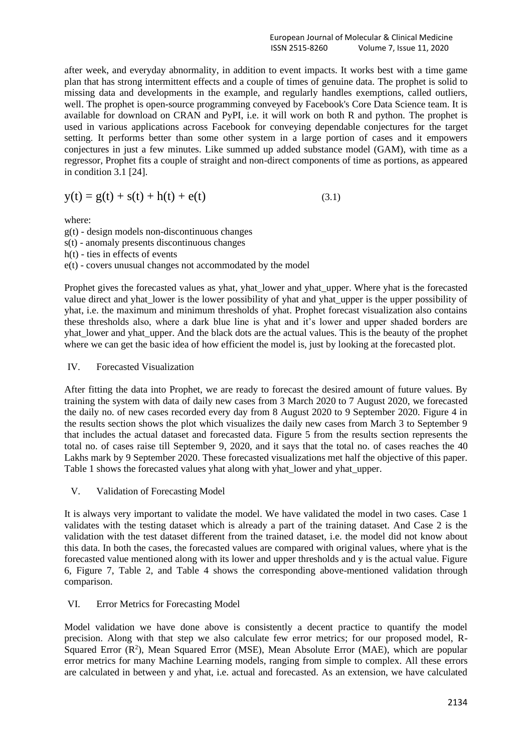after week, and everyday abnormality, in addition to event impacts. It works best with a time game plan that has strong intermittent effects and a couple of times of genuine data. The prophet is solid to missing data and developments in the example, and regularly handles exemptions, called outliers, well. The prophet is open-source programming conveyed by Facebook's Core Data Science team. It is available for download on CRAN and PyPI, i.e. it will work on both R and python. The prophet is used in various applications across Facebook for conveying dependable conjectures for the target setting. It performs better than some other system in a large portion of cases and it empowers conjectures in just a few minutes. Like summed up added substance model (GAM), with time as a regressor, Prophet fits a couple of straight and non-direct components of time as portions, as appeared in condition 3.1 [24].

$$y(t) = g(t) + s(t) + h(t) + e(t) \tag{3.1}$$

where:

g(t) - design models non-discontinuous changes
s(t) - anomaly presents discontinuous changes
h(t) - ties in effects of events
e(t) - covers unusual changes not accommodated by the model

Prophet gives the forecasted values as yhat, yhat_lower and yhat_upper. Where yhat is the forecasted value direct and yhat_lower is the lower possibility of yhat and yhat_upper is the upper possibility of yhat, i.e. the maximum and minimum thresholds of yhat. Prophet forecast visualization also contains these thresholds also, where a dark blue line is yhat and it's lower and upper shaded borders are yhat_lower and yhat_upper. And the black dots are the actual values. This is the beauty of the prophet where we can get the basic idea of how efficient the model is, just by looking at the forecasted plot.

## IV. Forecasted Visualization

After fitting the data into Prophet, we are ready to forecast the desired amount of future values. By training the system with data of daily new cases from 3 March 2020 to 7 August 2020, we forecasted the daily no. of new cases recorded every day from 8 August 2020 to 9 September 2020. Figure 4 in the results section shows the plot which visualizes the daily new cases from March 3 to September 9 that includes the actual dataset and forecasted data. Figure 5 from the results section represents the total no. of cases raise till September 9, 2020, and it says that the total no. of cases reaches the 40 Lakhs mark by 9 September 2020. These forecasted visualizations met half the objective of this paper. Table 1 shows the forecasted values yhat along with yhat_lower and yhat_upper.

## V. Validation of Forecasting Model

It is always very important to validate the model. We have validated the model in two cases. Case 1 validates with the testing dataset which is already a part of the training dataset. And Case 2 is the validation with the test dataset different from the trained dataset, i.e. the model did not know about this data. In both the cases, the forecasted values are compared with original values, where yhat is the forecasted value mentioned along with its lower and upper thresholds and y is the actual value. Figure 6, Figure 7, Table 2, and Table 4 shows the corresponding above-mentioned validation through comparison.

## VI. Error Metrics for Forecasting Model

Model validation we have done above is consistently a decent practice to quantify the model precision. Along with that step we also calculate few error metrics; for our proposed model, R-Squared Error ($R^2$), Mean Squared Error (MSE), Mean Absolute Error (MAE), which are popular error metrics for many Machine Learning models, ranging from simple to complex. All these errors are calculated in between y and yhat, i.e. actual and forecasted. As an extension, we have calculated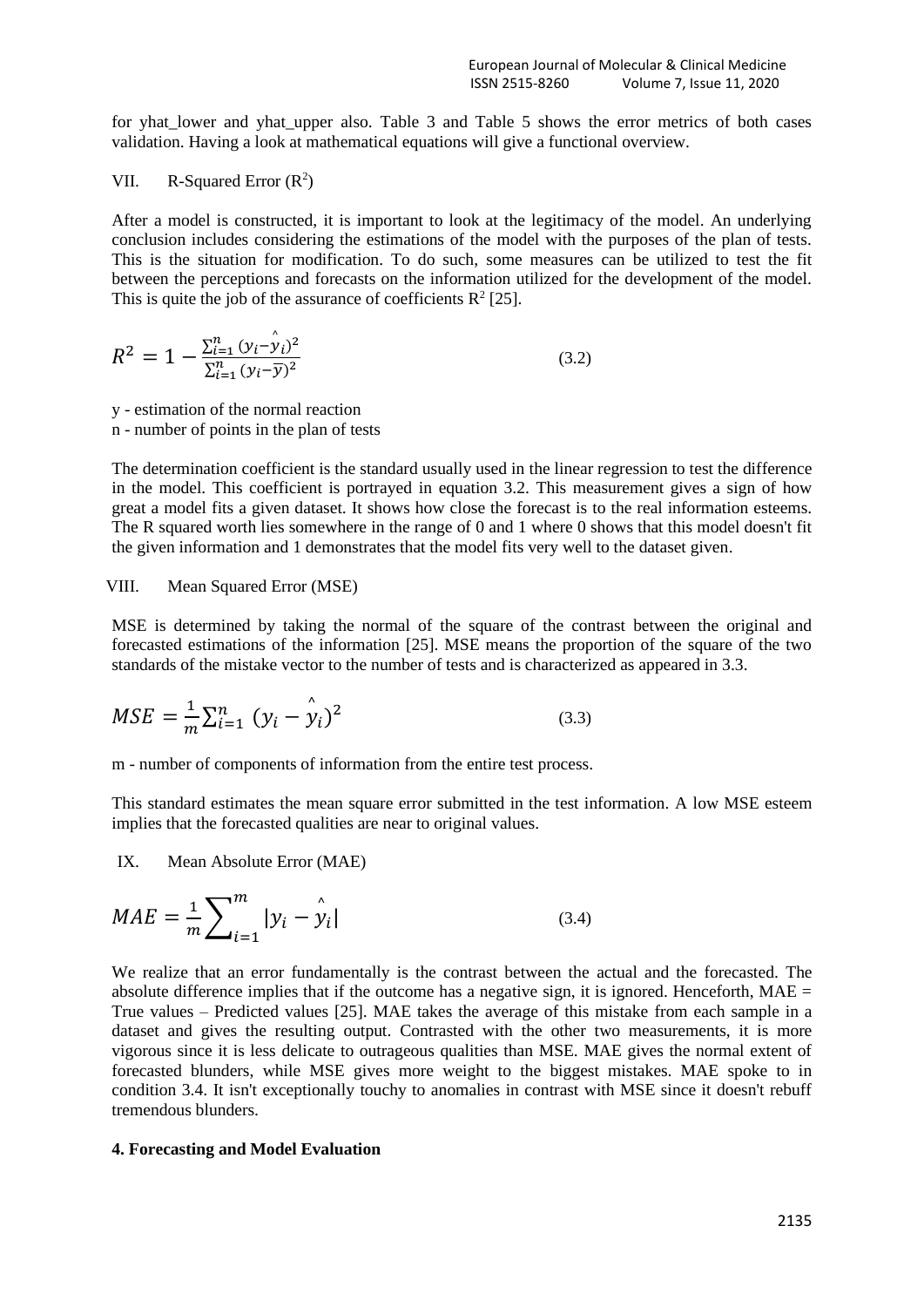for yhat_lower and yhat_upper also. Table 3 and Table 5 shows the error metrics of both cases validation. Having a look at mathematical equations will give a functional overview.

VII. R-Squared Error ($R^2$)

After a model is constructed, it is important to look at the legitimacy of the model. An underlying conclusion includes considering the estimations of the model with the purposes of the plan of tests. This is the situation for modification. To do such, some measures can be utilized to test the fit between the perceptions and forecasts on the information utilized for the development of the model. This is quite the job of the assurance of coefficients $R^2$ [25].

$$R^2 = 1 - \frac{\sum_{i=1}^{n} (y_i - \hat{y}_i)^2}{\sum_{i=1}^{n} (y_i - \bar{y})^2} \tag{3.2}$$

y - estimation of the normal reaction

n - number of points in the plan of tests

The determination coefficient is the standard usually used in the linear regression to test the difference in the model. This coefficient is portrayed in equation 3.2. This measurement gives a sign of how great a model fits a given dataset. It shows how close the forecast is to the real information esteems. The R squared worth lies somewhere in the range of 0 and 1 where 0 shows that this model doesn't fit the given information and 1 demonstrates that the model fits very well to the dataset given.

VIII. Mean Squared Error (MSE)

MSE is determined by taking the normal of the square of the contrast between the original and forecasted estimations of the information [25]. MSE means the proportion of the square of the two standards of the mistake vector to the number of tests and is characterized as appeared in 3.3.

$$MSE = \frac{1}{m} \sum_{i=1}^{n} (y_i - \hat{y}_i)^2 \tag{3.3}$$

m - number of components of information from the entire test process.

This standard estimates the mean square error submitted in the test information. A low MSE esteem implies that the forecasted qualities are near to original values.

IX. Mean Absolute Error (MAE)

$$MAE = \frac{1}{m} \sum_{i=1}^{m} |y_i - \hat{y}_i| \tag{3.4}$$

We realize that an error fundamentally is the contrast between the actual and the forecasted. The absolute difference implies that if the outcome has a negative sign, it is ignored. Henceforth, MAE = True values – Predicted values [25]. MAE takes the average of this mistake from each sample in a dataset and gives the resulting output. Contrasted with the other two measurements, it is more vigorous since it is less delicate to outrageous qualities than MSE. MAE gives the normal extent of forecasted blunders, while MSE gives more weight to the biggest mistakes. MAE spoke to in condition 3.4. It isn't exceptionally touchy to anomalies in contrast with MSE since it doesn't rebuff tremendous blunders.

**4. Forecasting and Model Evaluation**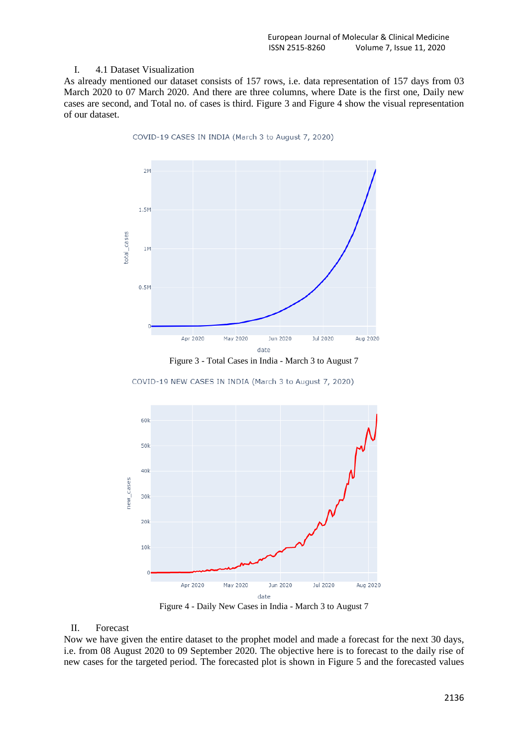## I. 4.1 Dataset Visualization

As already mentioned our dataset consists of 157 rows, i.e. data representation of 157 days from 03 March 2020 to 07 March 2020. And there are three columns, where Date is the first one, Daily new cases are second, and Total no. of cases is third. Figure 3 and Figure 4 show the visual representation of our dataset.

Figure 3 - Total Cases in India - March 3 to August 7

Figure 4 - Daily New Cases in India - March 3 to August 7

## II. Forecast

Now we have given the entire dataset to the prophet model and made a forecast for the next 30 days, i.e. from 08 August 2020 to 09 September 2020. The objective here is to forecast to the daily rise of new cases for the targeted period. The forecasted plot is shown in Figure 5 and the forecasted values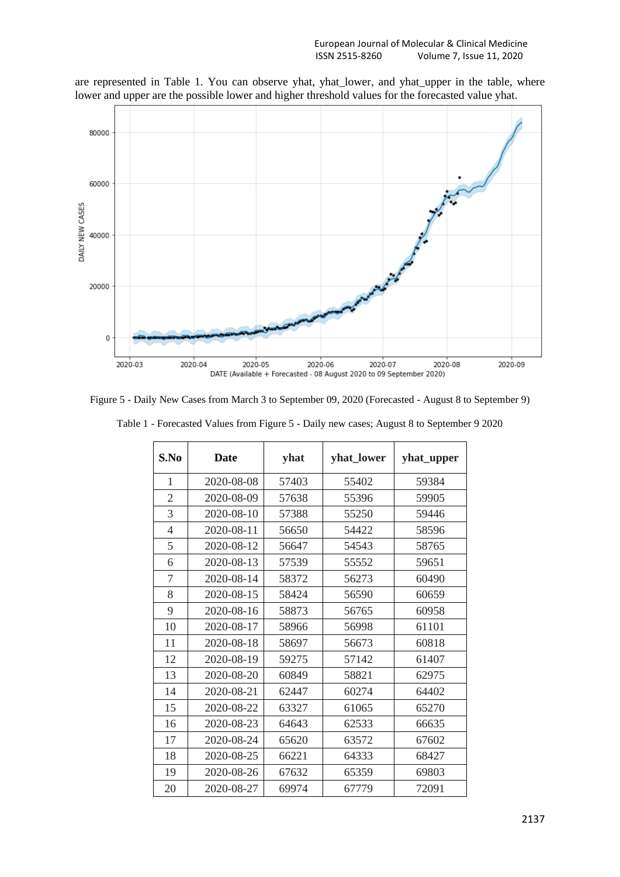are represented in Table 1. You can observe yhat, yhat_lower, and yhat_upper in the table, where lower and upper are the possible lower and higher threshold values for the forecasted value yhat.

Figure 5 - Daily New Cases from March 3 to September 09, 2020 (Forecasted - August 8 to September 9)

Table 1 - Forecasted Values from Figure 5 - Daily new cases; August 8 to September 9 2020

| S.No | Date | yhat | yhat_lower | yhat_upper |
|---|---|---|---|---|
| 1 | 2020-08-08 | 57403 | 55402 | 59384 |
| 2 | 2020-08-09 | 57638 | 55396 | 59905 |
| 3 | 2020-08-10 | 57388 | 55250 | 59446 |
| 4 | 2020-08-11 | 56650 | 54422 | 58596 |
| 5 | 2020-08-12 | 56647 | 54543 | 58765 |
| 6 | 2020-08-13 | 57539 | 55552 | 59651 |
| 7 | 2020-08-14 | 58372 | 56273 | 60490 |
| 8 | 2020-08-15 | 58424 | 56590 | 60659 |
| 9 | 2020-08-16 | 58873 | 56765 | 60958 |
| 10 | 2020-08-17 | 58966 | 56998 | 61101 |
| 11 | 2020-08-18 | 58697 | 56673 | 60818 |
| 12 | 2020-08-19 | 59275 | 57142 | 61407 |
| 13 | 2020-08-20 | 60849 | 58821 | 62975 |
| 14 | 2020-08-21 | 62447 | 60274 | 64402 |
| 15 | 2020-08-22 | 63327 | 61065 | 65270 |
| 16 | 2020-08-23 | 64643 | 62533 | 66635 |
| 17 | 2020-08-24 | 65620 | 63572 | 67602 |
| 18 | 2020-08-25 | 66221 | 64333 | 68427 |
| 19 | 2020-08-26 | 67632 | 65359 | 69803 |
| 20 | 2020-08-27 | 69974 | 67779 | 72091 |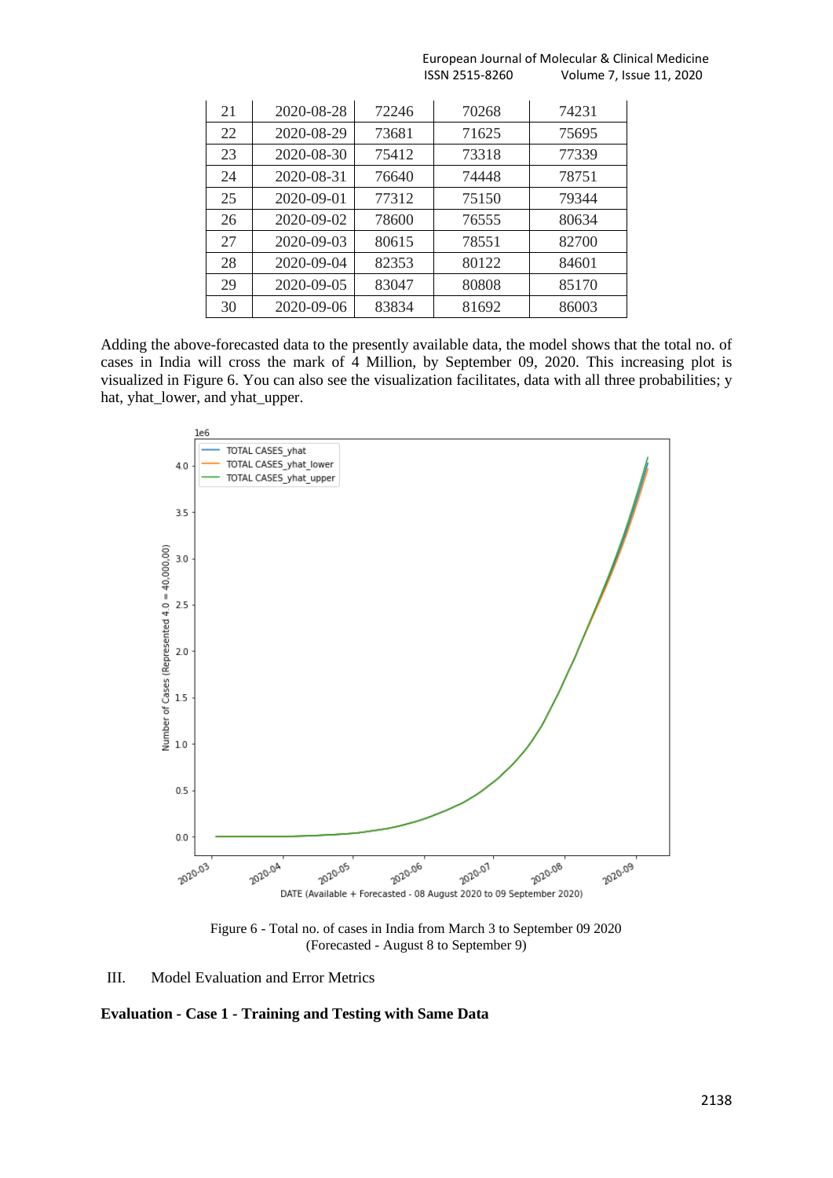| 21 | 2020-08-28 | 72246 | 70268 | 74231 |
|---|---|---|---|---|
| 22 | 2020-08-29 | 73681 | 71625 | 75695 |
| 23 | 2020-08-30 | 75412 | 73318 | 77339 |
| 24 | 2020-08-31 | 76640 | 74448 | 78751 |
| 25 | 2020-09-01 | 77312 | 75150 | 79344 |
| 26 | 2020-09-02 | 78600 | 76555 | 80634 |
| 27 | 2020-09-03 | 80615 | 78551 | 82700 |
| 28 | 2020-09-04 | 82353 | 80122 | 84601 |
| 29 | 2020-09-05 | 83047 | 80808 | 85170 |
| 30 | 2020-09-06 | 83834 | 81692 | 86003 |

Adding the above-forecasted data to the presently available data, the model shows that the total no. of cases in India will cross the mark of 4 Million, by September 09, 2020. This increasing plot is visualized in Figure 6. You can also see the visualization facilitates, data with all three probabilities; y hat, yhat_lower, and yhat_upper.

Figure 6 - Total no. of cases in India from March 3 to September 09 2020 (Forecasted - August 8 to September 9)

III. Model Evaluation and Error Metrics

**Evaluation - Case 1 - Training and Testing with Same Data**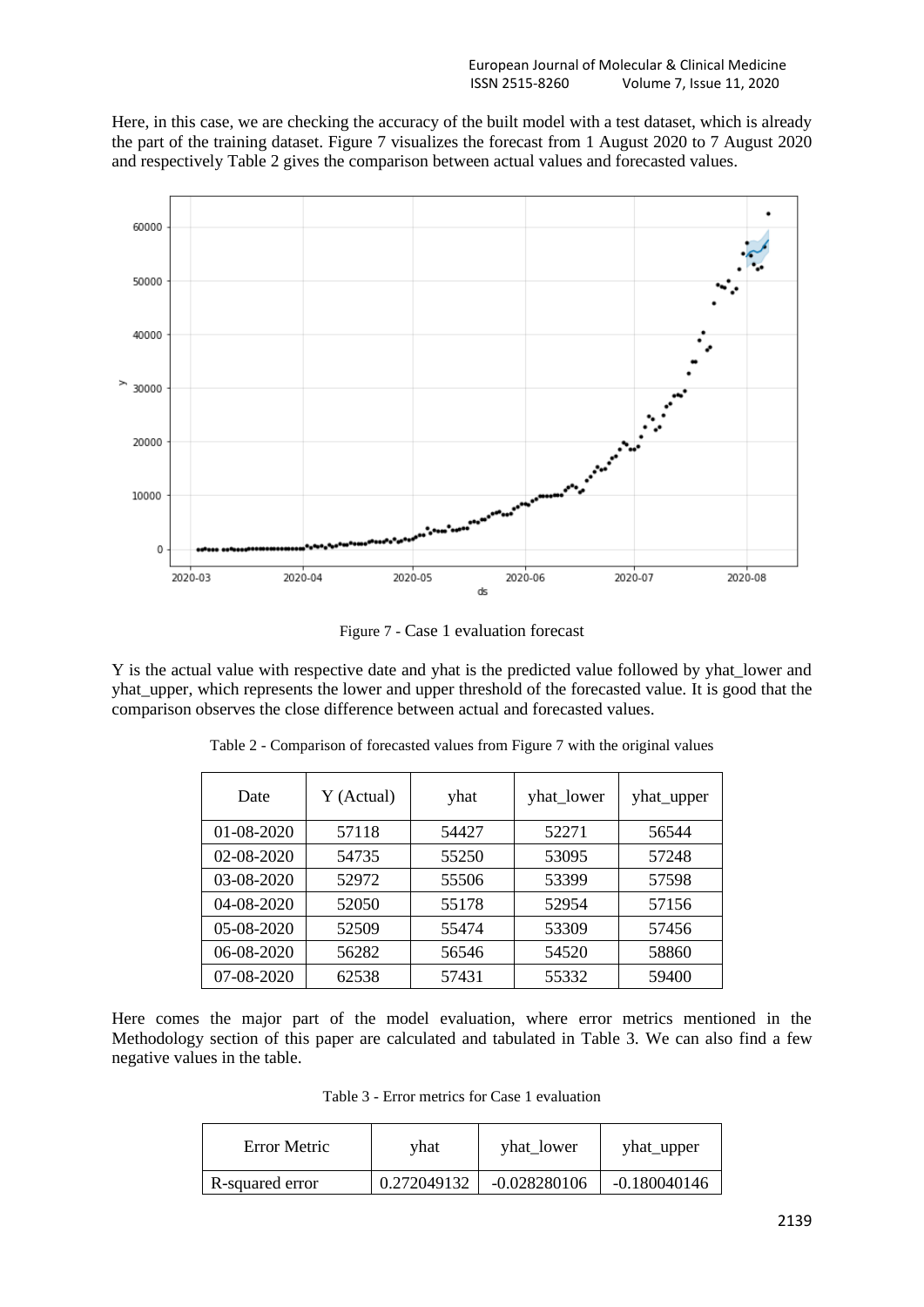Here, in this case, we are checking the accuracy of the built model with a test dataset, which is already the part of the training dataset. Figure 7 visualizes the forecast from 1 August 2020 to 7 August 2020 and respectively Table 2 gives the comparison between actual values and forecasted values.

Figure 7 - Case 1 evaluation forecast

Y is the actual value with respective date and yhat is the predicted value followed by yhat_lower and yhat_upper, which represents the lower and upper threshold of the forecasted value. It is good that the comparison observes the close difference between actual and forecasted values.

Table 2 - Comparison of forecasted values from Figure 7 with the original values

| Date | Y (Actual) | yhat | yhat_lower | yhat_upper |
|---|---|---|---|---|
| 01-08-2020 | 57118 | 54427 | 52271 | 56544 |
| 02-08-2020 | 54735 | 55250 | 53095 | 57248 |
| 03-08-2020 | 52972 | 55506 | 53399 | 57598 |
| 04-08-2020 | 52050 | 55178 | 52954 | 57156 |
| 05-08-2020 | 52509 | 55474 | 53309 | 57456 |
| 06-08-2020 | 56282 | 56546 | 54520 | 58860 |
| 07-08-2020 | 62538 | 57431 | 55332 | 59400 |

Here comes the major part of the model evaluation, where error metrics mentioned in the Methodology section of this paper are calculated and tabulated in Table 3. We can also find a few negative values in the table.

Table 3 - Error metrics for Case 1 evaluation

| Error Metric | yhat | yhat_lower | yhat_upper |
|---|---|---|---|
| R-squared error | 0.272049132 | -0.028280106 | -0.180040146 |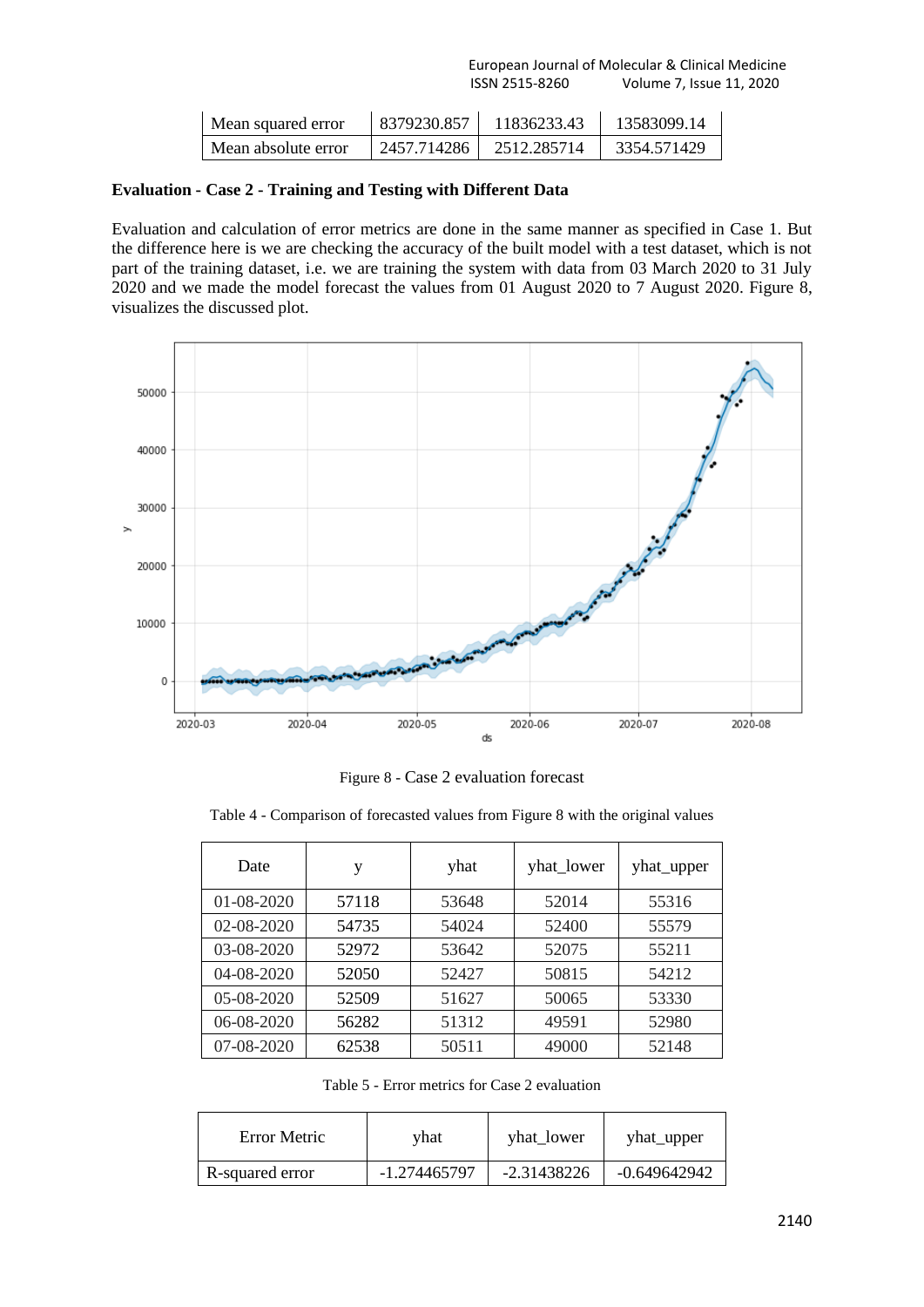| Mean squared error | 8379230.857 | 11836233.43 | 13583099.14 |
|---|---|---|---|
| Mean absolute error | 2457.714286 | 2512.285714 | 3354.571429 |

**Evaluation - Case 2 - Training and Testing with Different Data**

Evaluation and calculation of error metrics are done in the same manner as specified in Case 1. But the difference here is we are checking the accuracy of the built model with a test dataset, which is not part of the training dataset, i.e. we are training the system with data from 03 March 2020 to 31 July 2020 and we made the model forecast the values from 01 August 2020 to 7 August 2020. Figure 8, visualizes the discussed plot.

Figure 8 - Case 2 evaluation forecast

Table 4 - Comparison of forecasted values from Figure 8 with the original values

| Date | y | yhat | yhat_lower | yhat_upper |
|---|---|---|---|---|
| 01-08-2020 | 57118 | 53648 | 52014 | 55316 |
| 02-08-2020 | 54735 | 54024 | 52400 | 55579 |
| 03-08-2020 | 52972 | 53642 | 52075 | 55211 |
| 04-08-2020 | 52050 | 52427 | 50815 | 54212 |
| 05-08-2020 | 52509 | 51627 | 50065 | 53330 |
| 06-08-2020 | 56282 | 51312 | 49591 | 52980 |
| 07-08-2020 | 62538 | 50511 | 49000 | 52148 |

Table 5 - Error metrics for Case 2 evaluation

| Error Metric | yhat | yhat_lower | yhat_upper |
|---|---|---|---|
| R-squared error | -1.274465797 | -2.31438226 | -0.649642942 |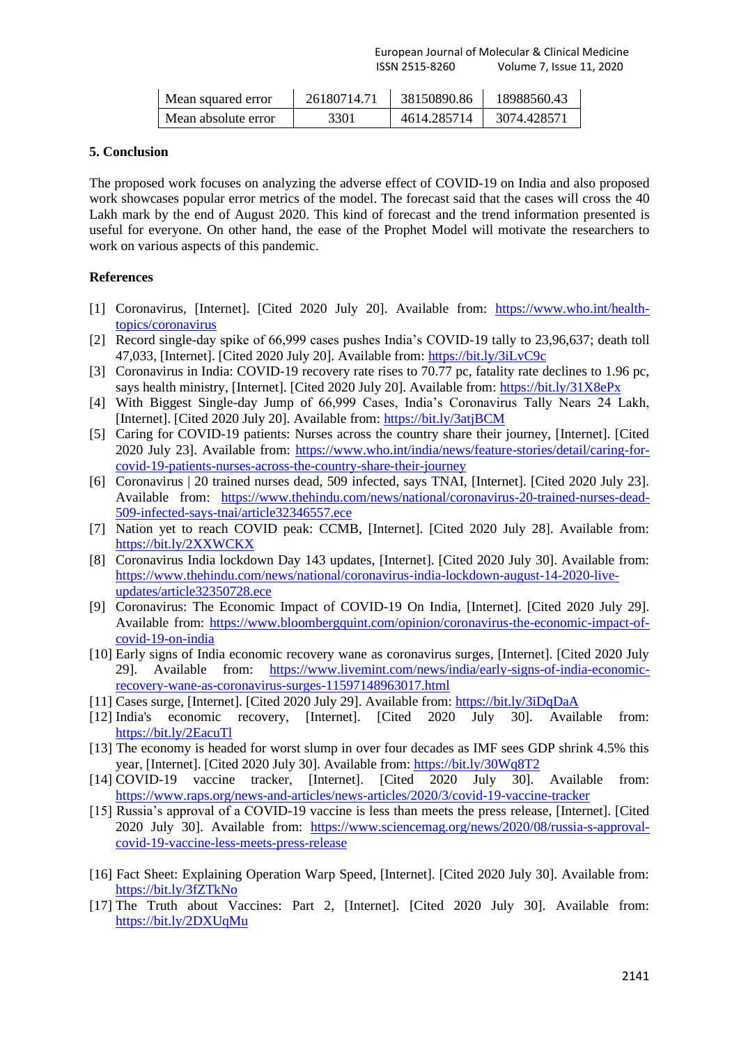| Mean squared error | 26180714.71 | 38150890.86 | 18988560.43 |
|---|---|---|---|
| Mean absolute error | 3301 | 4614.285714 | 3074.428571 |

## 5. Conclusion

The proposed work focuses on analyzing the adverse effect of COVID-19 on India and also proposed work showcases popular error metrics of the model. The forecast said that the cases will cross the 40 Lakh mark by the end of August 2020. This kind of forecast and the trend information presented is useful for everyone. On other hand, the ease of the Prophet Model will motivate the researchers to work on various aspects of this pandemic.

## References

[1] Coronavirus, [Internet]. [Cited 2020 July 20]. Available from: https://www.who.int/health-topics/coronavirus

[2] Record single-day spike of 66,999 cases pushes India's COVID-19 tally to 23,96,637; death toll 47,033, [Internet]. [Cited 2020 July 20]. Available from: https://bit.ly/3iLvC9c

[3] Coronavirus in India: COVID-19 recovery rate rises to 70.77 pc, fatality rate declines to 1.96 pc, says health ministry, [Internet]. [Cited 2020 July 20]. Available from: https://bit.ly/31X8ePx

[4] With Biggest Single-day Jump of 66,999 Cases, India's Coronavirus Tally Nears 24 Lakh, [Internet]. [Cited 2020 July 20]. Available from: https://bit.ly/3atjBCM

[5] Caring for COVID-19 patients: Nurses across the country share their journey, [Internet]. [Cited 2020 July 23]. Available from: https://www.who.int/india/news/feature-stories/detail/caring-for-covid-19-patients-nurses-across-the-country-share-their-journey

[6] Coronavirus | 20 trained nurses dead, 509 infected, says TNAI, [Internet]. [Cited 2020 July 23]. Available from: https://www.thehindu.com/news/national/coronavirus-20-trained-nurses-dead-509-infected-says-tnai/article32346557.ece

[7] Nation yet to reach COVID peak: CCMB, [Internet]. [Cited 2020 July 28]. Available from: https://bit.ly/2XXWCKX

[8] Coronavirus India lockdown Day 143 updates, [Internet]. [Cited 2020 July 30]. Available from: https://www.thehindu.com/news/national/coronavirus-india-lockdown-august-14-2020-live-updates/article32350728.ece

[9] Coronavirus: The Economic Impact of COVID-19 On India, [Internet]. [Cited 2020 July 29]. Available from: https://www.bloombergquint.com/opinion/coronavirus-the-economic-impact-of-covid-19-on-india

[10] Early signs of India economic recovery wane as coronavirus surges, [Internet]. [Cited 2020 July 29]. Available from: https://www.livemint.com/news/india/early-signs-of-india-economic-recovery-wane-as-coronavirus-surges-11597148963017.html

[11] Cases surge, [Internet]. [Cited 2020 July 29]. Available from: https://bit.ly/3iDqDaA

[12] India's economic recovery, [Internet]. [Cited 2020 July 30]. Available from: https://bit.ly/2EacuTl

[13] The economy is headed for worst slump in over four decades as IMF sees GDP shrink 4.5% this year, [Internet]. [Cited 2020 July 30]. Available from: https://bit.ly/30Wq8T2

[14] COVID-19 vaccine tracker, [Internet]. [Cited 2020 July 30]. Available from: https://www.raps.org/news-and-articles/news-articles/2020/3/covid-19-vaccine-tracker

[15] Russia's approval of a COVID-19 vaccine is less than meets the press release, [Internet]. [Cited 2020 July 30]. Available from: https://www.sciencemag.org/news/2020/08/russia-s-approval-covid-19-vaccine-less-meets-press-release

[16] Fact Sheet: Explaining Operation Warp Speed, [Internet]. [Cited 2020 July 30]. Available from: https://bit.ly/3fZTkNo

[17] The Truth about Vaccines: Part 2, [Internet]. [Cited 2020 July 30]. Available from: https://bit.ly/2DXUqMu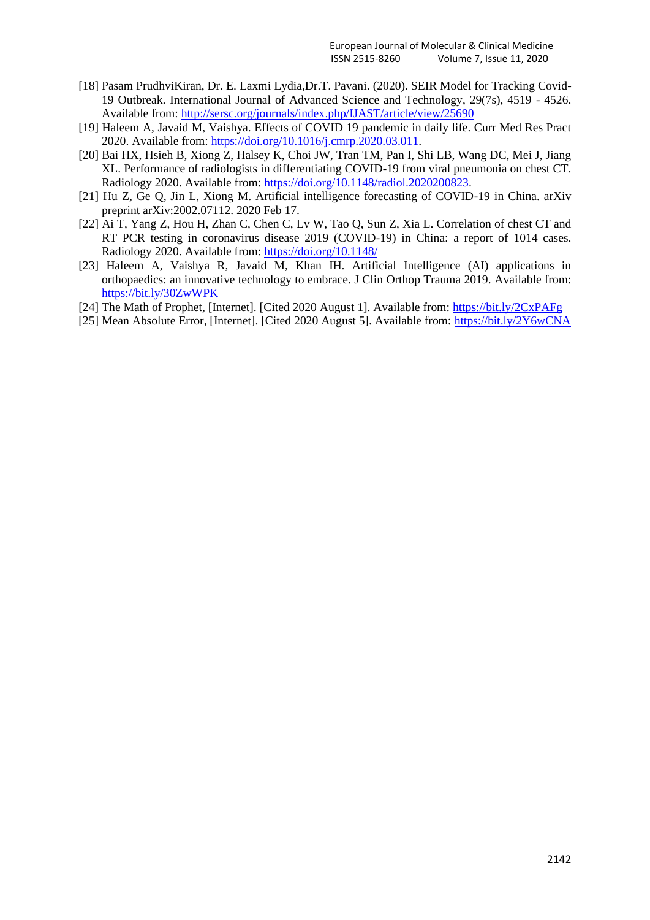[18] Pasam PrudhviKiran, Dr. E. Laxmi Lydia,Dr.T. Pavani. (2020). SEIR Model for Tracking Covid-19 Outbreak. International Journal of Advanced Science and Technology, 29(7s), 4519 - 4526. Available from: http://sersc.org/journals/index.php/IJAST/article/view/25690

[19] Haleem A, Javaid M, Vaishya. Effects of COVID 19 pandemic in daily life. Curr Med Res Pract 2020. Available from: https://doi.org/10.1016/j.cmrp.2020.03.011.

[20] Bai HX, Hsieh B, Xiong Z, Halsey K, Choi JW, Tran TM, Pan I, Shi LB, Wang DC, Mei J, Jiang XL. Performance of radiologists in differentiating COVID-19 from viral pneumonia on chest CT. Radiology 2020. Available from: https://doi.org/10.1148/radiol.2020200823.

[21] Hu Z, Ge Q, Jin L, Xiong M. Artificial intelligence forecasting of COVID-19 in China. arXiv preprint arXiv:2002.07112. 2020 Feb 17.

[22] Ai T, Yang Z, Hou H, Zhan C, Chen C, Lv W, Tao Q, Sun Z, Xia L. Correlation of chest CT and RT PCR testing in coronavirus disease 2019 (COVID-19) in China: a report of 1014 cases. Radiology 2020. Available from: https://doi.org/10.1148/

[23] Haleem A, Vaishya R, Javaid M, Khan IH. Artificial Intelligence (AI) applications in orthopaedics: an innovative technology to embrace. J Clin Orthop Trauma 2019. Available from: https://bit.ly/30ZwWPK

[24] The Math of Prophet, [Internet]. [Cited 2020 August 1]. Available from: https://bit.ly/2CxPAFg

[25] Mean Absolute Error, [Internet]. [Cited 2020 August 5]. Available from: https://bit.ly/2Y6wCNA